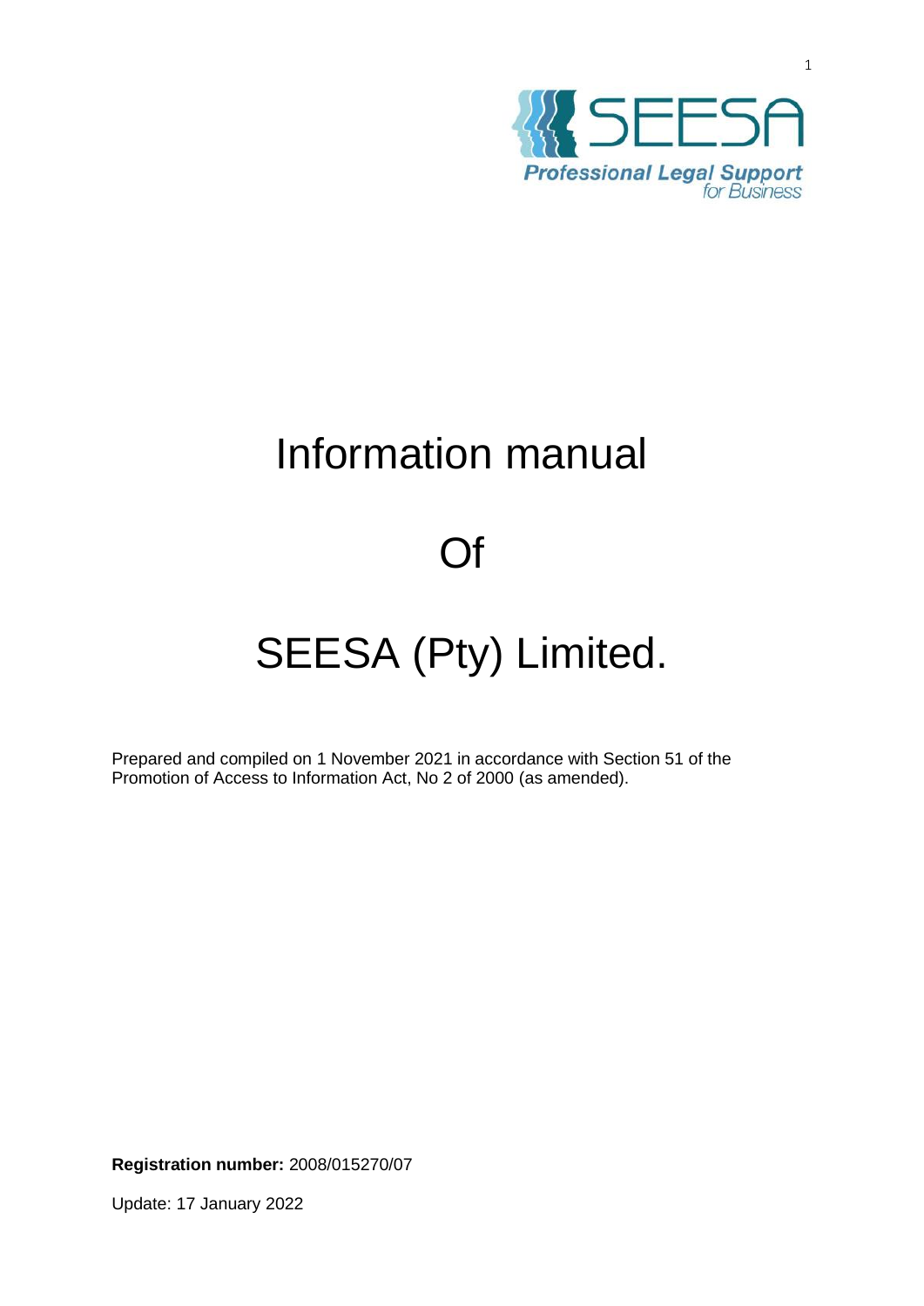SEESA
Professional Legal Support
for Business

# Information manual

# Of

# SEESA (Pty) Limited.

Prepared and compiled on 1 November 2021 in accordance with Section 51 of the Promotion of Access to Information Act, No 2 of 2000 (as amended).

**Registration number:** 2008/015270/07

Update: 17 January 2022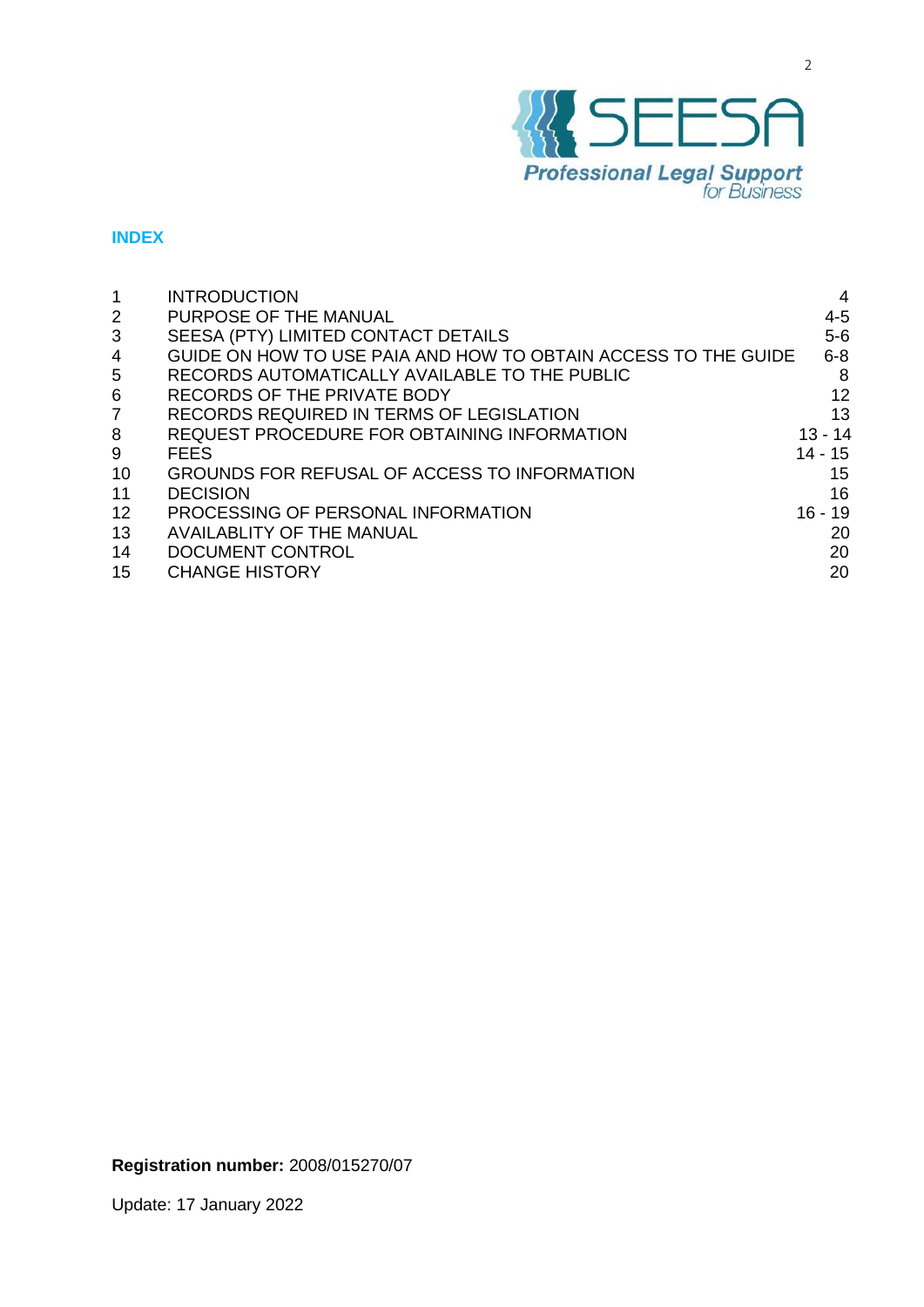**INDEX**

| | | |
|---|---|---|
| 1 | INTRODUCTION | 4 |
| 2 | PURPOSE OF THE MANUAL | 4-5 |
| 3 | SEESA (PTY) LIMITED CONTACT DETAILS | 5-6 |
| 4 | GUIDE ON HOW TO USE PAIA AND HOW TO OBTAIN ACCESS TO THE GUIDE | 6-8 |
| 5 | RECORDS AUTOMATICALLY AVAILABLE TO THE PUBLIC | 8 |
| 6 | RECORDS OF THE PRIVATE BODY | 12 |
| 7 | RECORDS REQUIRED IN TERMS OF LEGISLATION | 13 |
| 8 | REQUEST PROCEDURE FOR OBTAINING INFORMATION | 13 - 14 |
| 9 | FEES | 14 - 15 |
| 10 | GROUNDS FOR REFUSAL OF ACCESS TO INFORMATION | 15 |
| 11 | DECISION | 16 |
| 12 | PROCESSING OF PERSONAL INFORMATION | 16 - 19 |
| 13 | AVAILABLITY OF THE MANUAL | 20 |
| 14 | DOCUMENT CONTROL | 20 |
| 15 | CHANGE HISTORY | 20 |

**Registration number:** 2008/015270/07

Update: 17 January 2022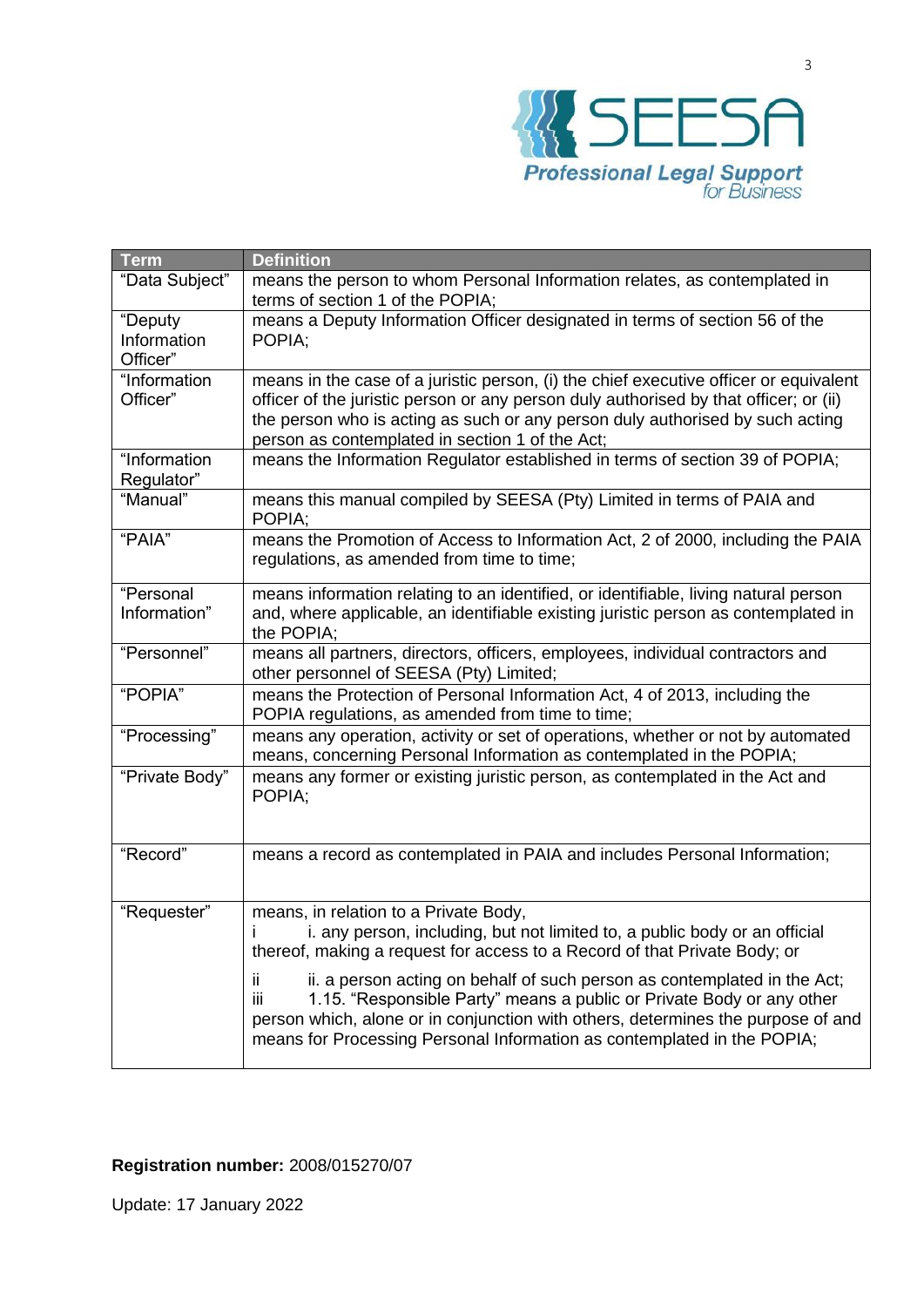| Term | Definition |
|---|---|
| "Data Subject" | means the person to whom Personal Information relates, as contemplated in terms of section 1 of the POPIA; |
| "Deputy Information Officer" | means a Deputy Information Officer designated in terms of section 56 of the POPIA; |
| "Information Officer" | means in the case of a juristic person, (i) the chief executive officer or equivalent officer of the juristic person or any person duly authorised by that officer; or (ii) the person who is acting as such or any person duly authorised by such acting person as contemplated in section 1 of the Act; |
| "Information Regulator" | means the Information Regulator established in terms of section 39 of POPIA; |
| "Manual" | means this manual compiled by SEESA (Pty) Limited in terms of PAIA and POPIA; |
| "PAIA" | means the Promotion of Access to Information Act, 2 of 2000, including the PAIA regulations, as amended from time to time; |
| "Personal Information" | means information relating to an identified, or identifiable, living natural person and, where applicable, an identifiable existing juristic person as contemplated in the POPIA; |
| "Personnel" | means all partners, directors, officers, employees, individual contractors and other personnel of SEESA (Pty) Limited; |
| "POPIA" | means the Protection of Personal Information Act, 4 of 2013, including the POPIA regulations, as amended from time to time; |
| "Processing" | means any operation, activity or set of operations, whether or not by automated means, concerning Personal Information as contemplated in the POPIA; |
| "Private Body" | means any former or existing juristic person, as contemplated in the Act and POPIA; |
| "Record" | means a record as contemplated in PAIA and includes Personal Information; |
| "Requester" | means, in relation to a Private Body,<br>i i. any person, including, but not limited to, a public body or an official thereof, making a request for access to a Record of that Private Body; or<br>ii ii. a person acting on behalf of such person as contemplated in the Act;<br>iii 1.15. "Responsible Party" means a public or Private Body or any other person which, alone or in conjunction with others, determines the purpose of and means for Processing Personal Information as contemplated in the POPIA; |

**Registration number:** 2008/015270/07

Update: 17 January 2022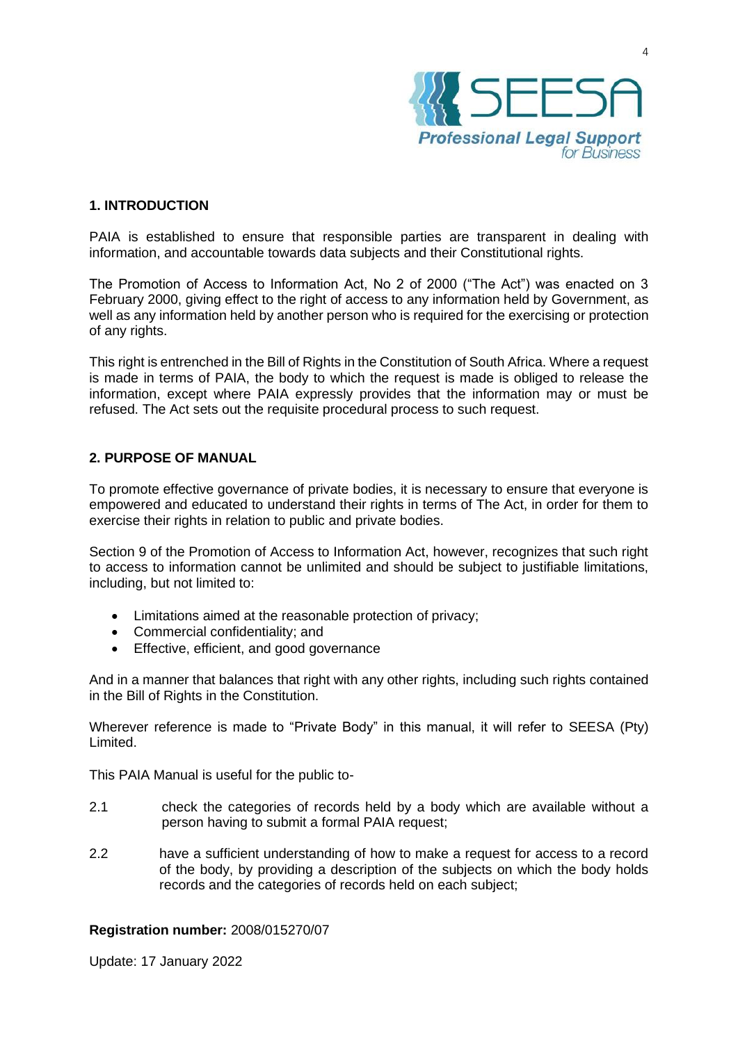## 1. INTRODUCTION

PAIA is established to ensure that responsible parties are transparent in dealing with information, and accountable towards data subjects and their Constitutional rights.

The Promotion of Access to Information Act, No 2 of 2000 ("The Act") was enacted on 3 February 2000, giving effect to the right of access to any information held by Government, as well as any information held by another person who is required for the exercising or protection of any rights.

This right is entrenched in the Bill of Rights in the Constitution of South Africa. Where a request is made in terms of PAIA, the body to which the request is made is obliged to release the information, except where PAIA expressly provides that the information may or must be refused. The Act sets out the requisite procedural process to such request.

## 2. PURPOSE OF MANUAL

To promote effective governance of private bodies, it is necessary to ensure that everyone is empowered and educated to understand their rights in terms of The Act, in order for them to exercise their rights in relation to public and private bodies.

Section 9 of the Promotion of Access to Information Act, however, recognizes that such right to access to information cannot be unlimited and should be subject to justifiable limitations, including, but not limited to:

- Limitations aimed at the reasonable protection of privacy;
- Commercial confidentiality; and
- Effective, efficient, and good governance

And in a manner that balances that right with any other rights, including such rights contained in the Bill of Rights in the Constitution.

Wherever reference is made to "Private Body" in this manual, it will refer to SEESA (Pty) Limited.

This PAIA Manual is useful for the public to-

2.1 check the categories of records held by a body which are available without a person having to submit a formal PAIA request;

2.2 have a sufficient understanding of how to make a request for access to a record of the body, by providing a description of the subjects on which the body holds records and the categories of records held on each subject;

**Registration number:** 2008/015270/07

Update: 17 January 2022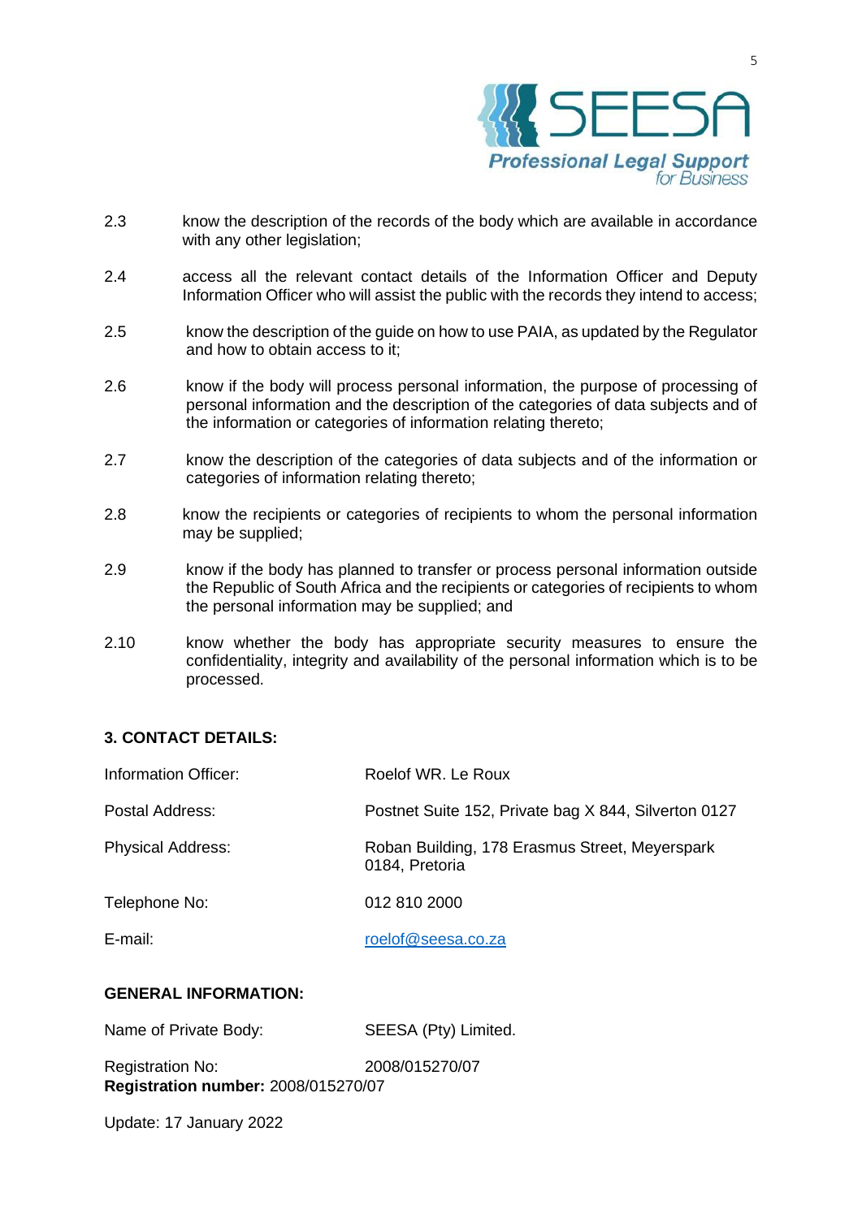2.3 know the description of the records of the body which are available in accordance with any other legislation;

2.4 access all the relevant contact details of the Information Officer and Deputy Information Officer who will assist the public with the records they intend to access;

2.5 know the description of the guide on how to use PAIA, as updated by the Regulator and how to obtain access to it;

2.6 know if the body will process personal information, the purpose of processing of personal information and the description of the categories of data subjects and of the information or categories of information relating thereto;

2.7 know the description of the categories of data subjects and of the information or categories of information relating thereto;

2.8 know the recipients or categories of recipients to whom the personal information may be supplied;

2.9 know if the body has planned to transfer or process personal information outside the Republic of South Africa and the recipients or categories of recipients to whom the personal information may be supplied; and

2.10 know whether the body has appropriate security measures to ensure the confidentiality, integrity and availability of the personal information which is to be processed.

**3. CONTACT DETAILS:**

| | |
|---|---|
| Information Officer: | Roelof WR. Le Roux |
| Postal Address: | Postnet Suite 152, Private bag X 844, Silverton 0127 |
| Physical Address: | Roban Building, 178 Erasmus Street, Meyerspark 0184, Pretoria |
| Telephone No: | 012 810 2000 |
| E-mail: | roelof@seesa.co.za |

**GENERAL INFORMATION:**

| | |
|---|---|
| Name of Private Body: | SEESA (Pty) Limited. |
| Registration No: | 2008/015270/07 |

**Registration number:** 2008/015270/07

Update: 17 January 2022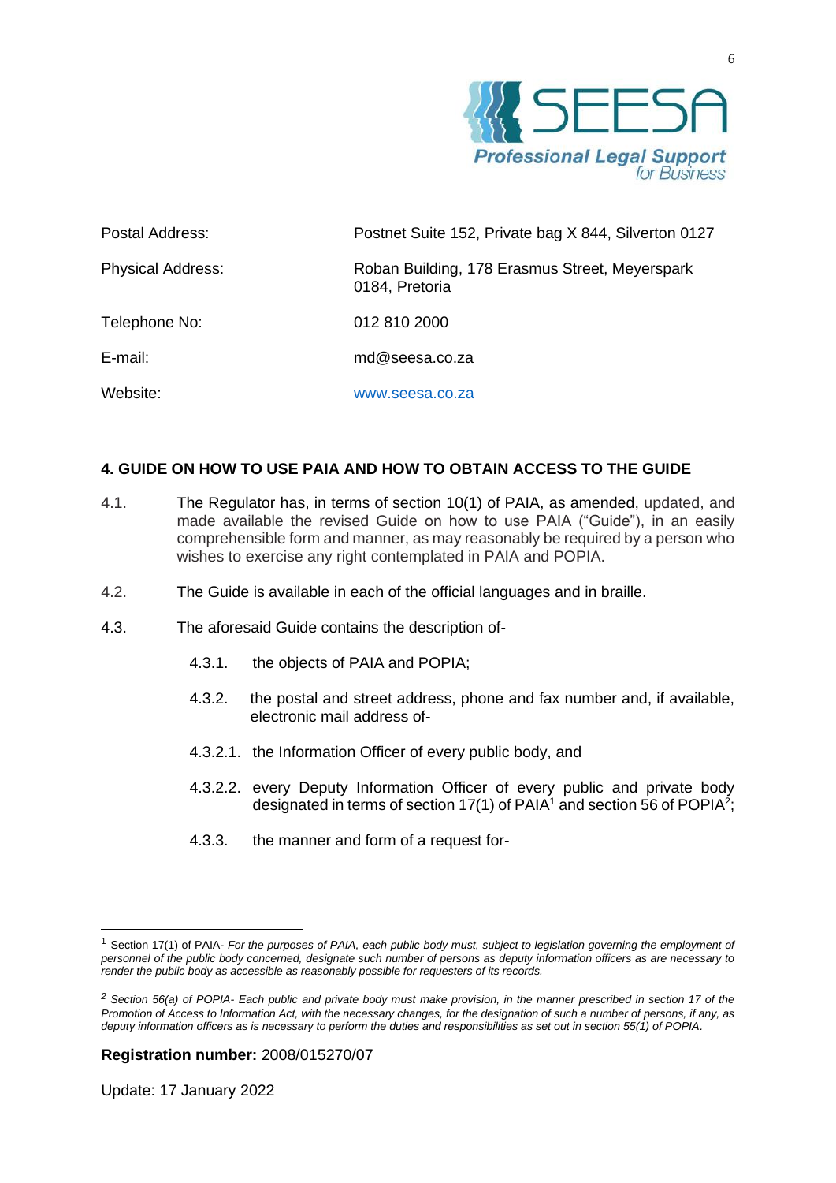| | |
|---|---|
| Postal Address: | Postnet Suite 152, Private bag X 844, Silverton 0127 |
| Physical Address: | Roban Building, 178 Erasmus Street, Meyerspark 0184, Pretoria |
| Telephone No: | 012 810 2000 |
| E-mail: | md@seesa.co.za |
| Website: | www.seesa.co.za |

## 4. GUIDE ON HOW TO USE PAIA AND HOW TO OBTAIN ACCESS TO THE GUIDE

4.1. The Regulator has, in terms of section 10(1) of PAIA, as amended, updated, and made available the revised Guide on how to use PAIA ("Guide"), in an easily comprehensible form and manner, as may reasonably be required by a person who wishes to exercise any right contemplated in PAIA and POPIA.

4.2. The Guide is available in each of the official languages and in braille.

4.3. The aforesaid Guide contains the description of-

4.3.1. the objects of PAIA and POPIA;

4.3.2. the postal and street address, phone and fax number and, if available, electronic mail address of-

4.3.2.1. the Information Officer of every public body, and

4.3.2.2. every Deputy Information Officer of every public and private body designated in terms of section 17(1) of PAIA[1] and section 56 of POPIA[2];

4.3.3. the manner and form of a request for-

---

[1] Section 17(1) of PAIA- *For the purposes of PAIA, each public body must, subject to legislation governing the employment of personnel of the public body concerned, designate such number of persons as deputy information officers as are necessary to render the public body as accessible as reasonably possible for requesters of its records.*

[2] *Section 56(a) of POPIA- Each public and private body must make provision, in the manner prescribed in section 17 of the Promotion of Access to Information Act, with the necessary changes, for the designation of such a number of persons, if any, as deputy information officers as is necessary to perform the duties and responsibilities as set out in section 55(1) of POPIA.*

**Registration number:** 2008/015270/07

Update: 17 January 2022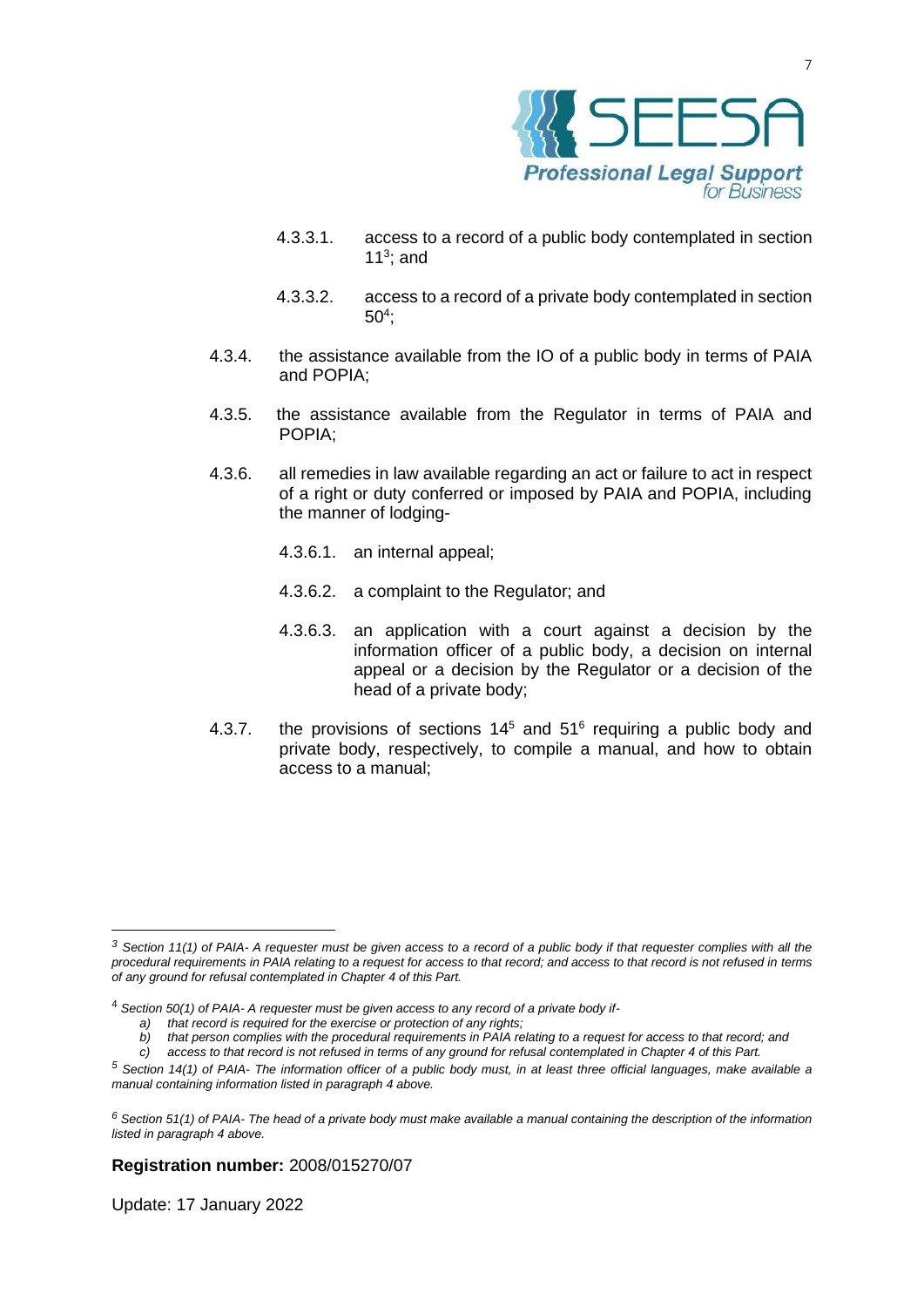4.3.3.1. access to a record of a public body contemplated in section 11[3]; and

4.3.3.2. access to a record of a private body contemplated in section 50[4];

4.3.4. the assistance available from the IO of a public body in terms of PAIA and POPIA;

4.3.5. the assistance available from the Regulator in terms of PAIA and POPIA;

4.3.6. all remedies in law available regarding an act or failure to act in respect of a right or duty conferred or imposed by PAIA and POPIA, including the manner of lodging-

4.3.6.1. an internal appeal;

4.3.6.2. a complaint to the Regulator; and

4.3.6.3. an application with a court against a decision by the information officer of a public body, a decision on internal appeal or a decision by the Regulator or a decision of the head of a private body;

4.3.7. the provisions of sections 14[5] and 51[6] requiring a public body and private body, respectively, to compile a manual, and how to obtain access to a manual;

---

[3] *Section 11(1) of PAIA- A requester must be given access to a record of a public body if that requester complies with all the procedural requirements in PAIA relating to a request for access to that record; and access to that record is not refused in terms of any ground for refusal contemplated in Chapter 4 of this Part.*

[4] *Section 50(1) of PAIA- A requester must be given access to any record of a private body if-*

*a) that record is required for the exercise or protection of any rights;*
*b) that person complies with the procedural requirements in PAIA relating to a request for access to that record; and*
*c) access to that record is not refused in terms of any ground for refusal contemplated in Chapter 4 of this Part.*

[5] *Section 14(1) of PAIA- The information officer of a public body must, in at least three official languages, make available a manual containing information listed in paragraph 4 above.*

[6] *Section 51(1) of PAIA- The head of a private body must make available a manual containing the description of the information listed in paragraph 4 above.*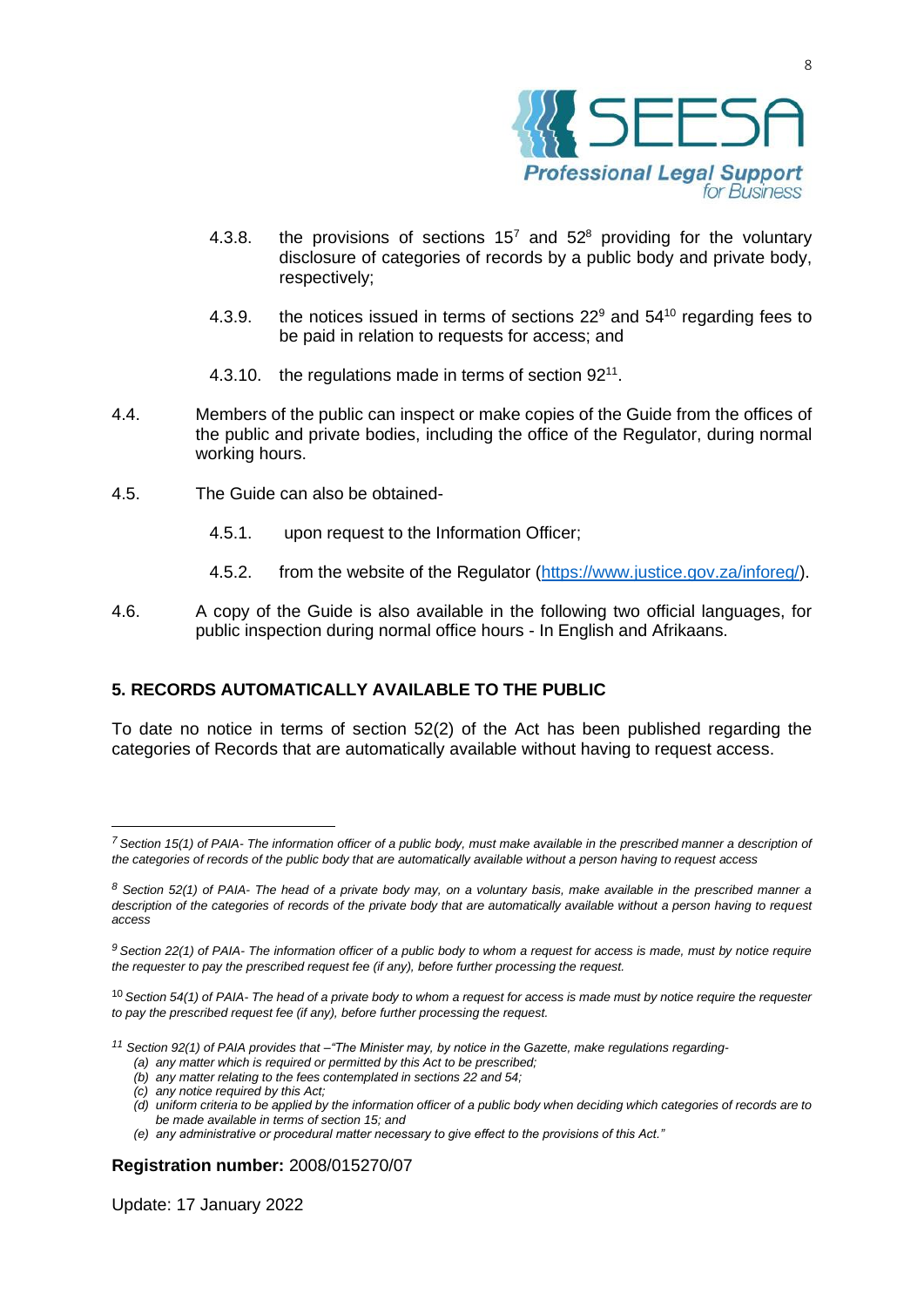4.3.8. the provisions of sections 15[7] and 52[8] providing for the voluntary disclosure of categories of records by a public body and private body, respectively;

4.3.9. the notices issued in terms of sections 22[9] and 54[10] regarding fees to be paid in relation to requests for access; and

4.3.10. the regulations made in terms of section 92[11].

4.4. Members of the public can inspect or make copies of the Guide from the offices of the public and private bodies, including the office of the Regulator, during normal working hours.

4.5. The Guide can also be obtained-

4.5.1. upon request to the Information Officer;

4.5.2. from the website of the Regulator ([https://www.justice.gov.za/inforeg/](https://www.justice.gov.za/inforeg/)).

4.6. A copy of the Guide is also available in the following two official languages, for public inspection during normal office hours - In English and Afrikaans.

## 5. RECORDS AUTOMATICALLY AVAILABLE TO THE PUBLIC

To date no notice in terms of section 52(2) of the Act has been published regarding the categories of Records that are automatically available without having to request access.

---

[7] *Section 15(1) of PAIA- The information officer of a public body, must make available in the prescribed manner a description of the categories of records of the public body that are automatically available without a person having to request access*

[8] *Section 52(1) of PAIA- The head of a private body may, on a voluntary basis, make available in the prescribed manner a description of the categories of records of the private body that are automatically available without a person having to request access*

[9] *Section 22(1) of PAIA- The information officer of a public body to whom a request for access is made, must by notice require the requester to pay the prescribed request fee (if any), before further processing the request.*

[10] *Section 54(1) of PAIA- The head of a private body to whom a request for access is made must by notice require the requester to pay the prescribed request fee (if any), before further processing the request.*

[11] *Section 92(1) of PAIA provides that –"The Minister may, by notice in the Gazette, make regulations regarding-*

*(a) any matter which is required or permitted by this Act to be prescribed;*
*(b) any matter relating to the fees contemplated in sections 22 and 54;*
*(c) any notice required by this Act;*
*(d) uniform criteria to be applied by the information officer of a public body when deciding which categories of records are to be made available in terms of section 15; and*
*(e) any administrative or procedural matter necessary to give effect to the provisions of this Act."*

**Registration number:** 2008/015270/07

Update: 17 January 2022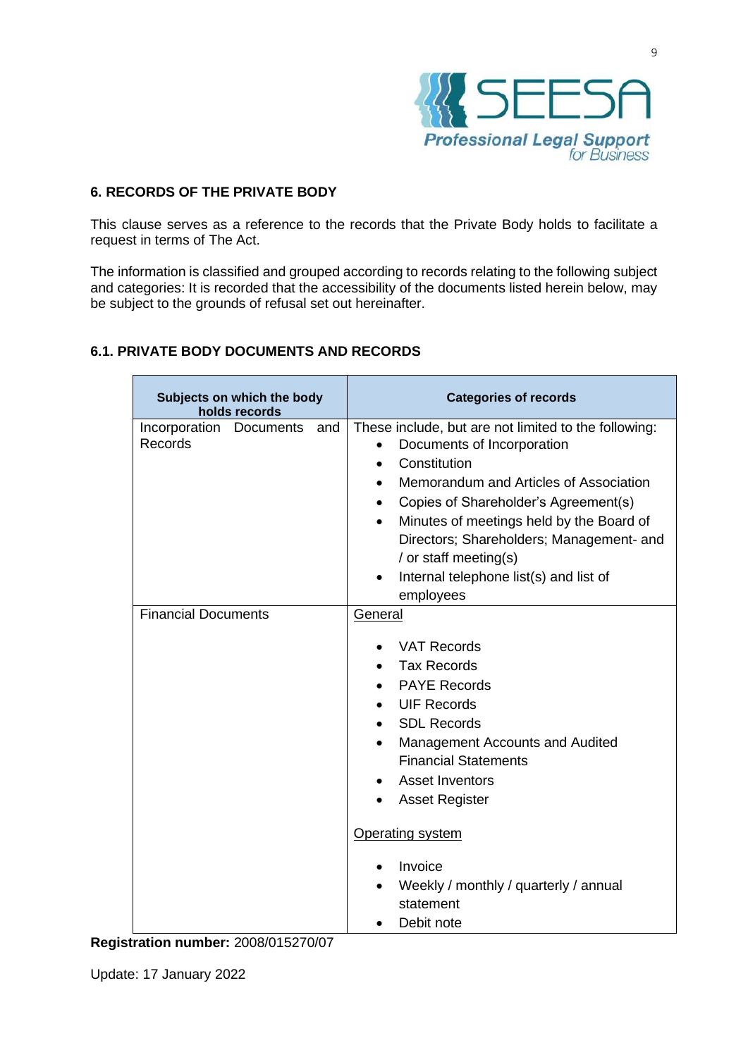## 6. RECORDS OF THE PRIVATE BODY

This clause serves as a reference to the records that the Private Body holds to facilitate a request in terms of The Act.

The information is classified and grouped according to records relating to the following subject and categories: It is recorded that the accessibility of the documents listed herein below, may be subject to the grounds of refusal set out hereinafter.

### 6.1. PRIVATE BODY DOCUMENTS AND RECORDS

| Subjects on which the body holds records | Categories of records |
|---|---|
| Incorporation Documents and Records | These include, but are not limited to the following:<br>• Documents of Incorporation<br>• Constitution<br>• Memorandum and Articles of Association<br>• Copies of Shareholder's Agreement(s)<br>• Minutes of meetings held by the Board of Directors; Shareholders; Management- and / or staff meeting(s)<br>• Internal telephone list(s) and list of employees |
| Financial Documents | General<br><br>• VAT Records<br>• Tax Records<br>• PAYE Records<br>• UIF Records<br>• SDL Records<br>• Management Accounts and Audited Financial Statements<br>• Asset Inventors<br>• Asset Register<br><br>Operating system<br><br>• Invoice<br>• Weekly / monthly / quarterly / annual statement<br>• Debit note |

**Registration number:** 2008/015270/07

Update: 17 January 2022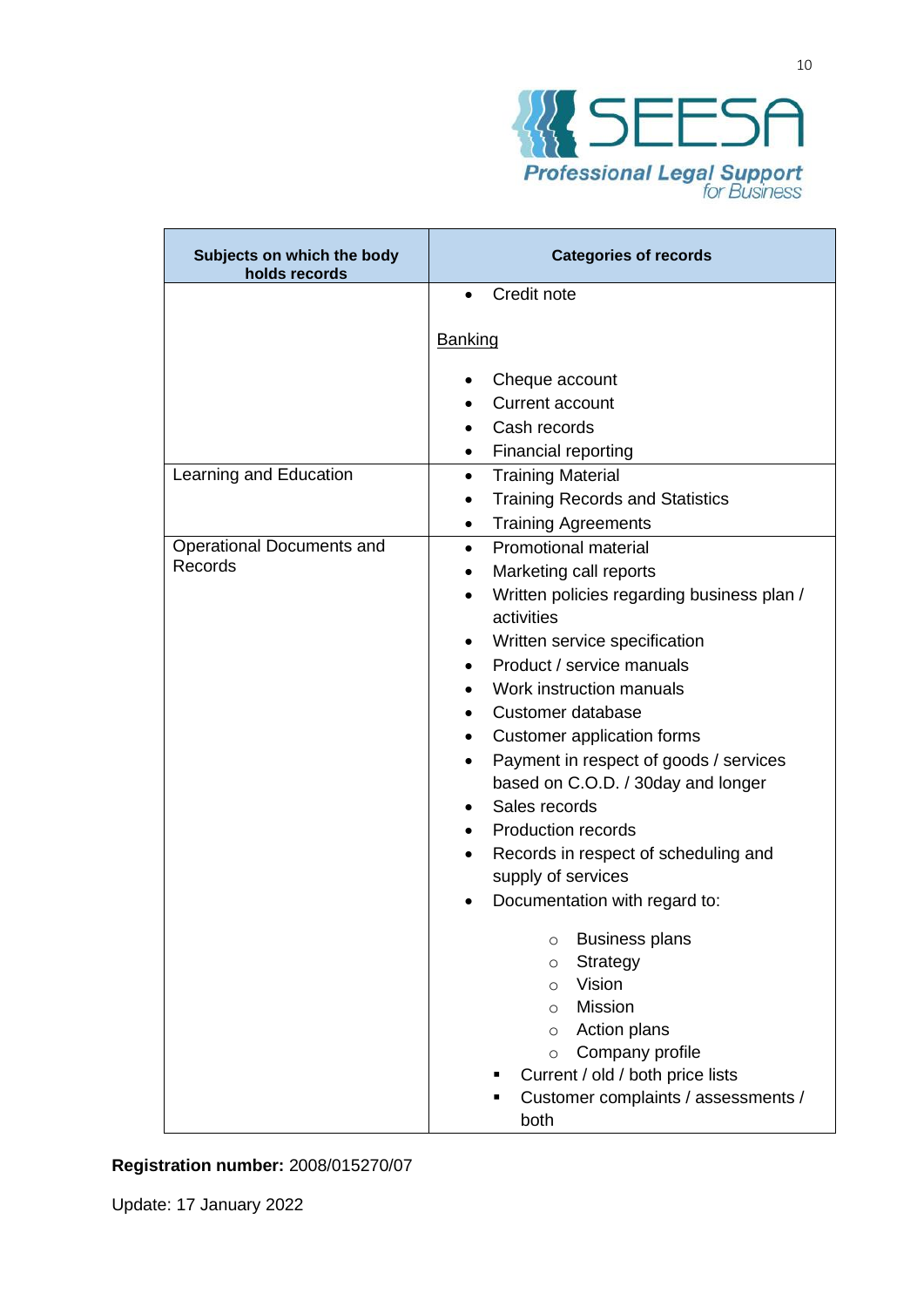| Subjects on which the body holds records | Categories of records |
|---|---|
| | • Credit note<br><br>Banking<br><br>• Cheque account<br>• Current account<br>• Cash records<br>• Financial reporting |
| Learning and Education | • Training Material<br>• Training Records and Statistics<br>• Training Agreements |
| Operational Documents and Records | • Promotional material<br>• Marketing call reports<br>• Written policies regarding business plan / activities<br>• Written service specification<br>• Product / service manuals<br>• Work instruction manuals<br>• Customer database<br>• Customer application forms<br>• Payment in respect of goods / services based on C.O.D. / 30day and longer<br>• Sales records<br>• Production records<br>• Records in respect of scheduling and supply of services<br>• Documentation with regard to:<br>  ○ Business plans<br>  ○ Strategy<br>  ○ Vision<br>  ○ Mission<br>  ○ Action plans<br>  ○ Company profile<br>  ▪ Current / old / both price lists<br>  ▪ Customer complaints / assessments / both |

**Registration number:** 2008/015270/07

Update: 17 January 2022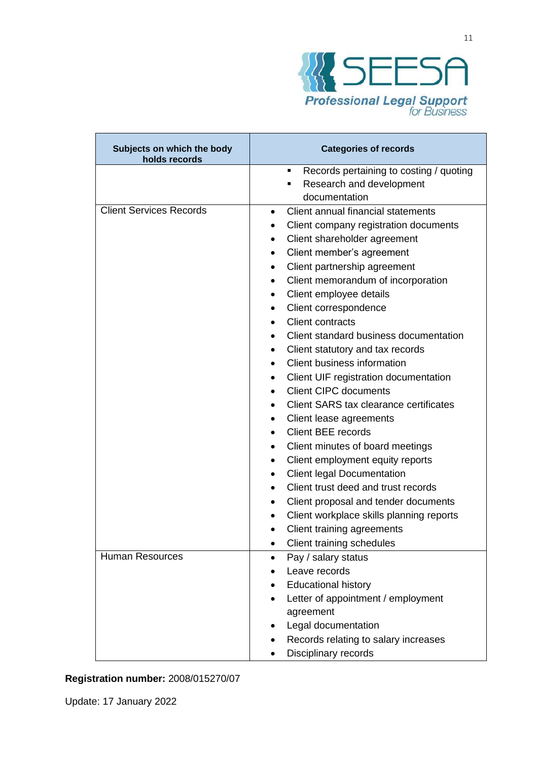| Subjects on which the body holds records | Categories of records |
|---|---|
| | ▪ Records pertaining to costing / quoting<br>▪ Research and development documentation |
| Client Services Records | • Client annual financial statements<br>• Client company registration documents<br>• Client shareholder agreement<br>• Client member's agreement<br>• Client partnership agreement<br>• Client memorandum of incorporation<br>• Client employee details<br>• Client correspondence<br>• Client contracts<br>• Client standard business documentation<br>• Client statutory and tax records<br>• Client business information<br>• Client UIF registration documentation<br>• Client CIPC documents<br>• Client SARS tax clearance certificates<br>• Client lease agreements<br>• Client BEE records<br>• Client minutes of board meetings<br>• Client employment equity reports<br>• Client legal Documentation<br>• Client trust deed and trust records<br>• Client proposal and tender documents<br>• Client workplace skills planning reports<br>• Client training agreements<br>• Client training schedules |
| Human Resources | • Pay / salary status<br>• Leave records<br>• Educational history<br>• Letter of appointment / employment agreement<br>• Legal documentation<br>• Records relating to salary increases<br>• Disciplinary records |

**Registration number:** 2008/015270/07

Update: 17 January 2022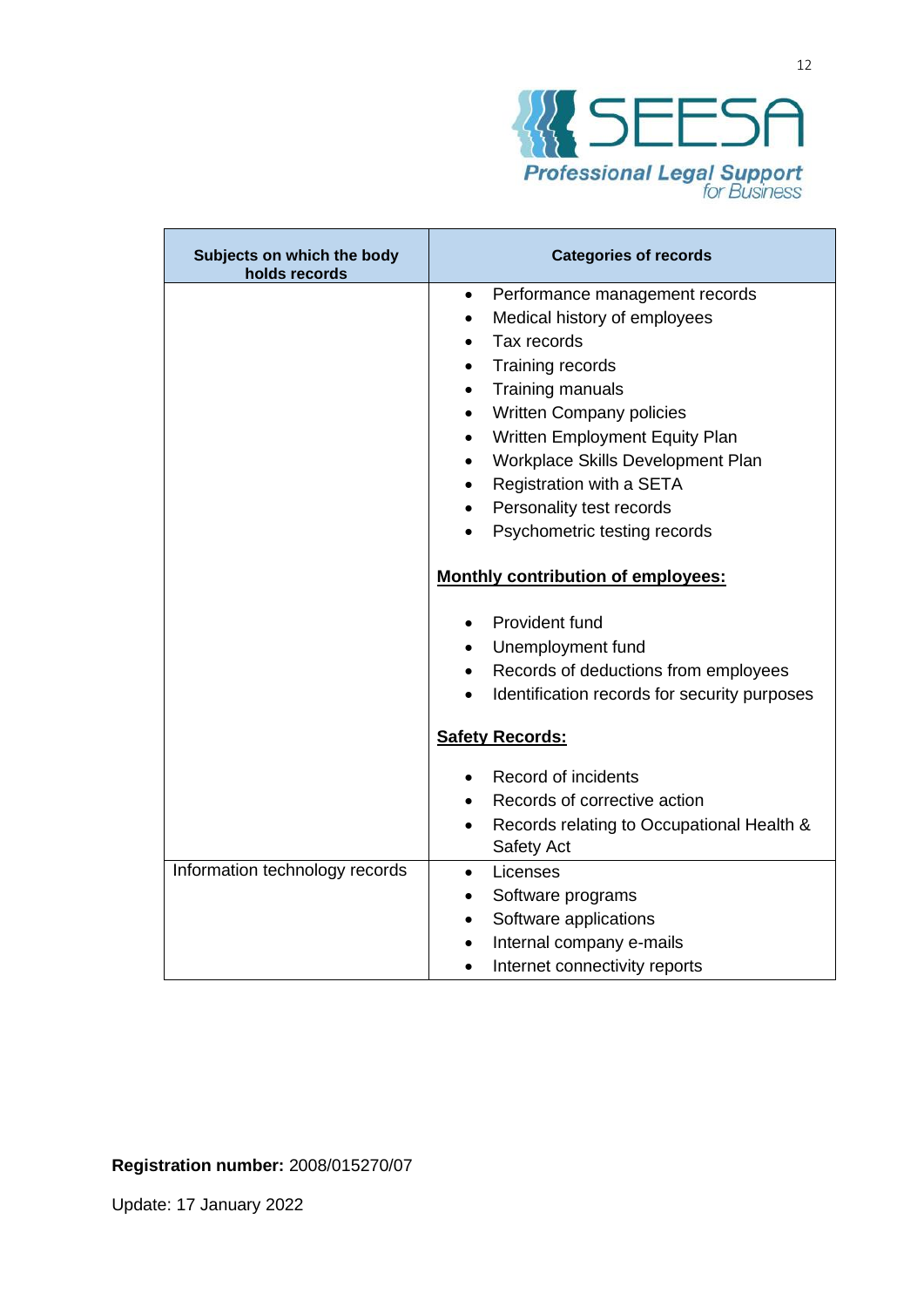| Subjects on which the body holds records | Categories of records |
|---|---|
| | • Performance management records<br>• Medical history of employees<br>• Tax records<br>• Training records<br>• Training manuals<br>• Written Company policies<br>• Written Employment Equity Plan<br>• Workplace Skills Development Plan<br>• Registration with a SETA<br>• Personality test records<br>• Psychometric testing records<br><br>**Monthly contribution of employees:**<br><br>• Provident fund<br>• Unemployment fund<br>• Records of deductions from employees<br>• Identification records for security purposes<br><br>**Safety Records:**<br><br>• Record of incidents<br>• Records of corrective action<br>• Records relating to Occupational Health & Safety Act |
| Information technology records | • Licenses<br>• Software programs<br>• Software applications<br>• Internal company e-mails<br>• Internet connectivity reports |

**Registration number:** 2008/015270/07

Update: 17 January 2022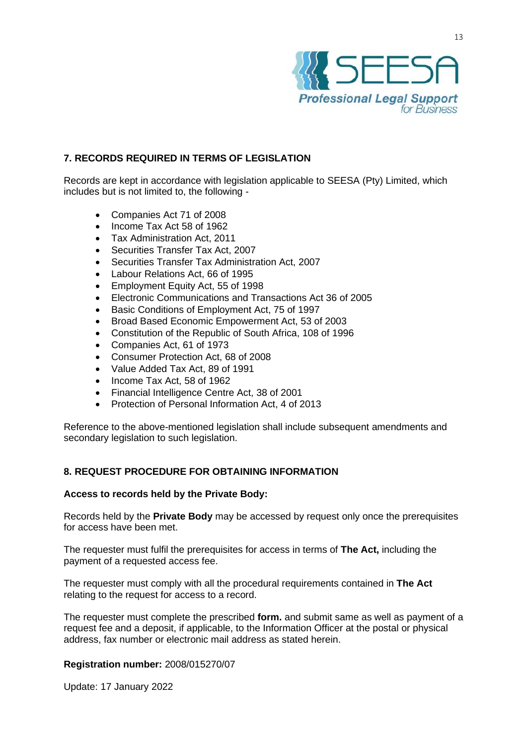## 7. RECORDS REQUIRED IN TERMS OF LEGISLATION

Records are kept in accordance with legislation applicable to SEESA (Pty) Limited, which includes but is not limited to, the following -

- Companies Act 71 of 2008
- Income Tax Act 58 of 1962
- Tax Administration Act, 2011
- Securities Transfer Tax Act, 2007
- Securities Transfer Tax Administration Act, 2007
- Labour Relations Act, 66 of 1995
- Employment Equity Act, 55 of 1998
- Electronic Communications and Transactions Act 36 of 2005
- Basic Conditions of Employment Act, 75 of 1997
- Broad Based Economic Empowerment Act, 53 of 2003
- Constitution of the Republic of South Africa, 108 of 1996
- Companies Act, 61 of 1973
- Consumer Protection Act, 68 of 2008
- Value Added Tax Act, 89 of 1991
- Income Tax Act, 58 of 1962
- Financial Intelligence Centre Act, 38 of 2001
- Protection of Personal Information Act, 4 of 2013

Reference to the above-mentioned legislation shall include subsequent amendments and secondary legislation to such legislation.

## 8. REQUEST PROCEDURE FOR OBTAINING INFORMATION

**Access to records held by the Private Body:**

Records held by the **Private Body** may be accessed by request only once the prerequisites for access have been met.

The requester must fulfil the prerequisites for access in terms of **The Act,** including the payment of a requested access fee.

The requester must comply with all the procedural requirements contained in **The Act** relating to the request for access to a record.

The requester must complete the prescribed **form.** and submit same as well as payment of a request fee and a deposit, if applicable, to the Information Officer at the postal or physical address, fax number or electronic mail address as stated herein.

**Registration number:** 2008/015270/07

Update: 17 January 2022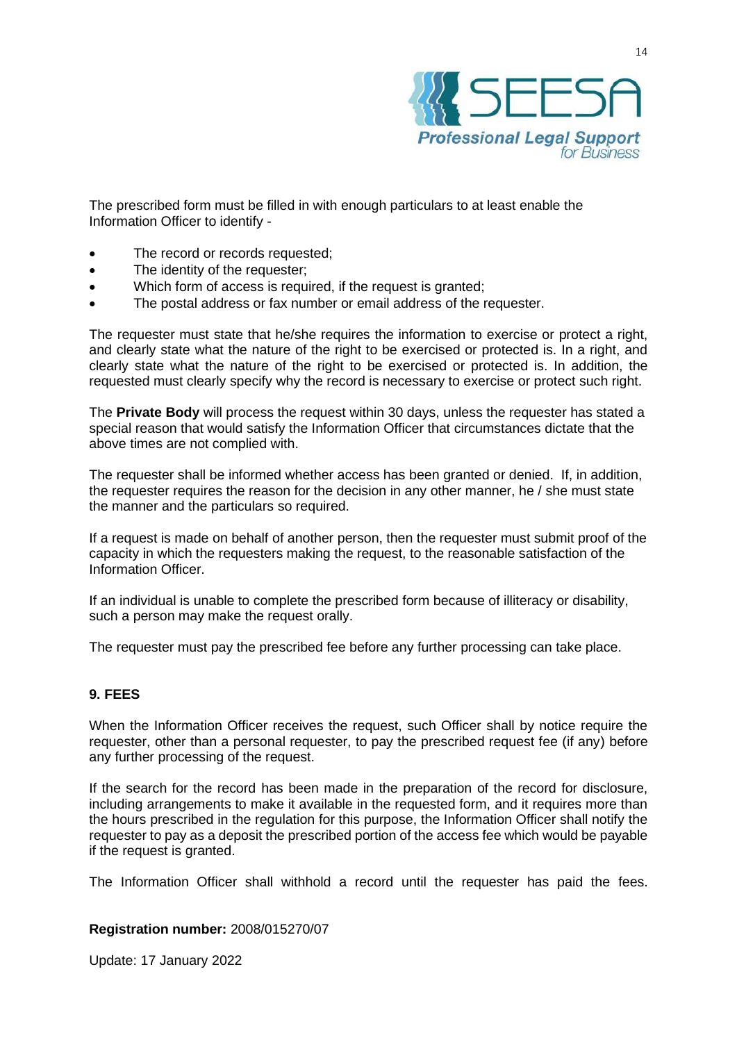The prescribed form must be filled in with enough particulars to at least enable the Information Officer to identify -

- The record or records requested;
- The identity of the requester;
- Which form of access is required, if the request is granted;
- The postal address or fax number or email address of the requester.

The requester must state that he/she requires the information to exercise or protect a right, and clearly state what the nature of the right to be exercised or protected is. In a right, and clearly state what the nature of the right to be exercised or protected is. In addition, the requested must clearly specify why the record is necessary to exercise or protect such right.

The **Private Body** will process the request within 30 days, unless the requester has stated a special reason that would satisfy the Information Officer that circumstances dictate that the above times are not complied with.

The requester shall be informed whether access has been granted or denied. If, in addition, the requester requires the reason for the decision in any other manner, he / she must state the manner and the particulars so required.

If a request is made on behalf of another person, then the requester must submit proof of the capacity in which the requesters making the request, to the reasonable satisfaction of the Information Officer.

If an individual is unable to complete the prescribed form because of illiteracy or disability, such a person may make the request orally.

The requester must pay the prescribed fee before any further processing can take place.

## 9. FEES

When the Information Officer receives the request, such Officer shall by notice require the requester, other than a personal requester, to pay the prescribed request fee (if any) before any further processing of the request.

If the search for the record has been made in the preparation of the record for disclosure, including arrangements to make it available in the requested form, and it requires more than the hours prescribed in the regulation for this purpose, the Information Officer shall notify the requester to pay as a deposit the prescribed portion of the access fee which would be payable if the request is granted.

The Information Officer shall withhold a record until the requester has paid the fees.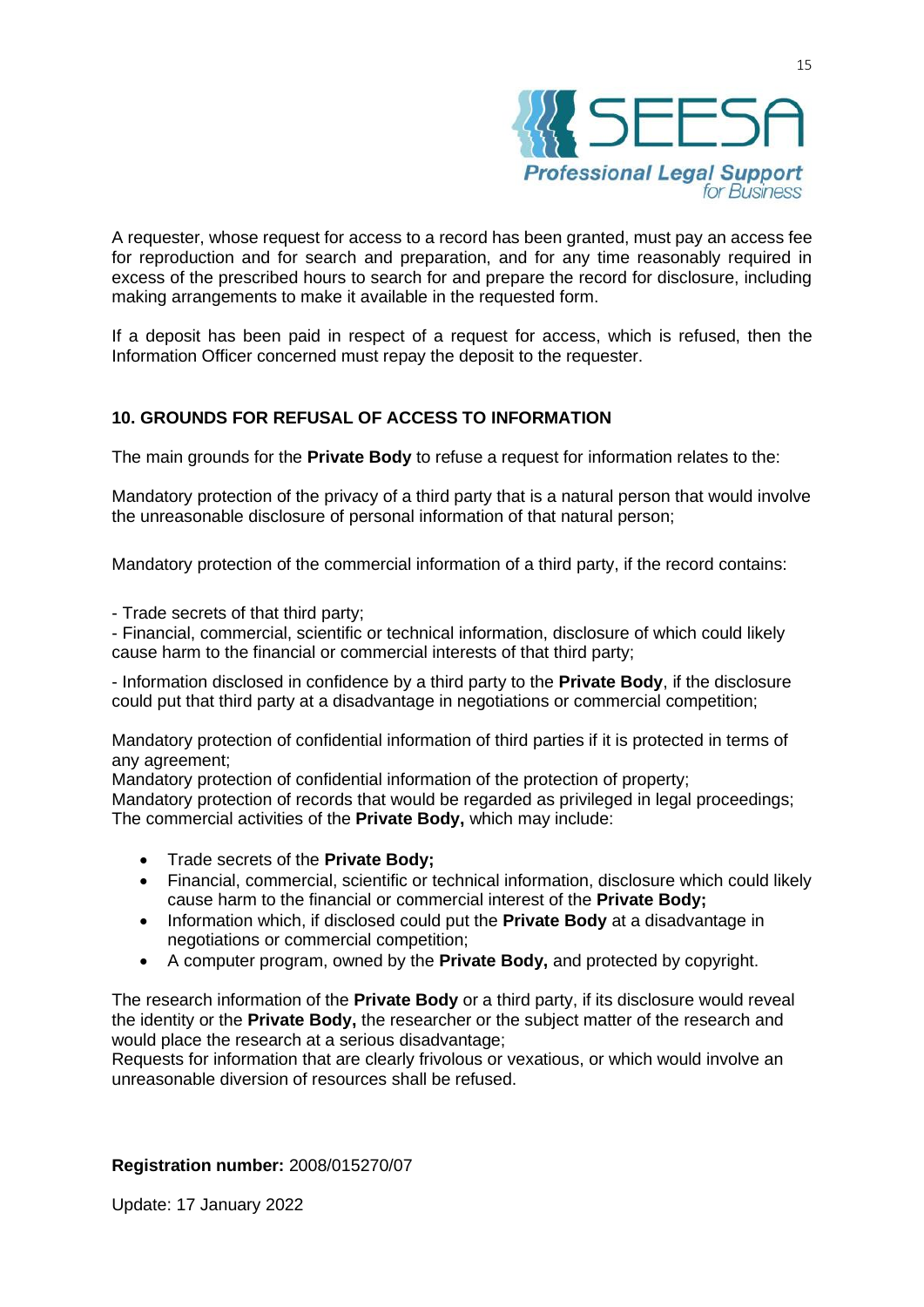A requester, whose request for access to a record has been granted, must pay an access fee for reproduction and for search and preparation, and for any time reasonably required in excess of the prescribed hours to search for and prepare the record for disclosure, including making arrangements to make it available in the requested form.

If a deposit has been paid in respect of a request for access, which is refused, then the Information Officer concerned must repay the deposit to the requester.

## 10. GROUNDS FOR REFUSAL OF ACCESS TO INFORMATION

The main grounds for the **Private Body** to refuse a request for information relates to the:

Mandatory protection of the privacy of a third party that is a natural person that would involve the unreasonable disclosure of personal information of that natural person;

Mandatory protection of the commercial information of a third party, if the record contains:

- Trade secrets of that third party;
- Financial, commercial, scientific or technical information, disclosure of which could likely cause harm to the financial or commercial interests of that third party;
- Information disclosed in confidence by a third party to the **Private Body**, if the disclosure could put that third party at a disadvantage in negotiations or commercial competition;

Mandatory protection of confidential information of third parties if it is protected in terms of any agreement;
Mandatory protection of confidential information of the protection of property;
Mandatory protection of records that would be regarded as privileged in legal proceedings;
The commercial activities of the **Private Body,** which may include:

- Trade secrets of the **Private Body;**
- Financial, commercial, scientific or technical information, disclosure which could likely cause harm to the financial or commercial interest of the **Private Body;**
- Information which, if disclosed could put the **Private Body** at a disadvantage in negotiations or commercial competition;
- A computer program, owned by the **Private Body,** and protected by copyright.

The research information of the **Private Body** or a third party, if its disclosure would reveal the identity or the **Private Body,** the researcher or the subject matter of the research and would place the research at a serious disadvantage;
Requests for information that are clearly frivolous or vexatious, or which would involve an unreasonable diversion of resources shall be refused.

**Registration number:** 2008/015270/07

Update: 17 January 2022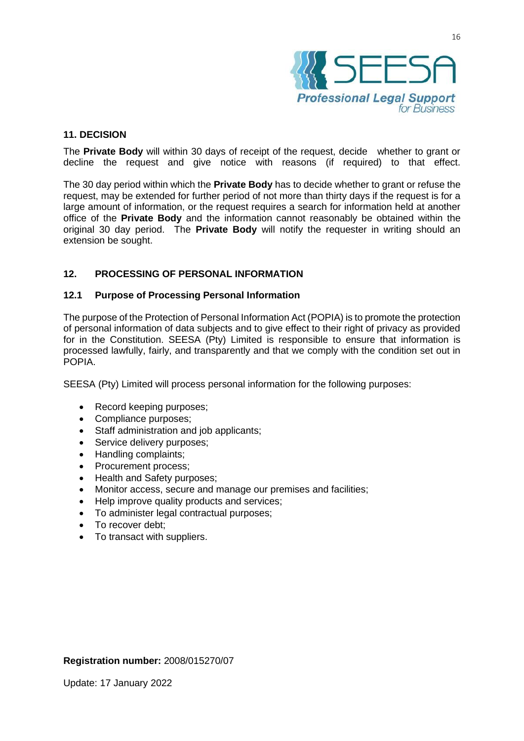## 11. DECISION

The **Private Body** will within 30 days of receipt of the request, decide whether to grant or decline the request and give notice with reasons (if required) to that effect.

The 30 day period within which the **Private Body** has to decide whether to grant or refuse the request, may be extended for further period of not more than thirty days if the request is for a large amount of information, or the request requires a search for information held at another office of the **Private Body** and the information cannot reasonably be obtained within the original 30 day period. The **Private Body** will notify the requester in writing should an extension be sought.

## 12. PROCESSING OF PERSONAL INFORMATION

### 12.1 Purpose of Processing Personal Information

The purpose of the Protection of Personal Information Act (POPIA) is to promote the protection of personal information of data subjects and to give effect to their right of privacy as provided for in the Constitution. SEESA (Pty) Limited is responsible to ensure that information is processed lawfully, fairly, and transparently and that we comply with the condition set out in POPIA.

SEESA (Pty) Limited will process personal information for the following purposes:

- Record keeping purposes;
- Compliance purposes;
- Staff administration and job applicants;
- Service delivery purposes;
- Handling complaints;
- Procurement process;
- Health and Safety purposes;
- Monitor access, secure and manage our premises and facilities;
- Help improve quality products and services;
- To administer legal contractual purposes;
- To recover debt;
- To transact with suppliers.

**Registration number:** 2008/015270/07

Update: 17 January 2022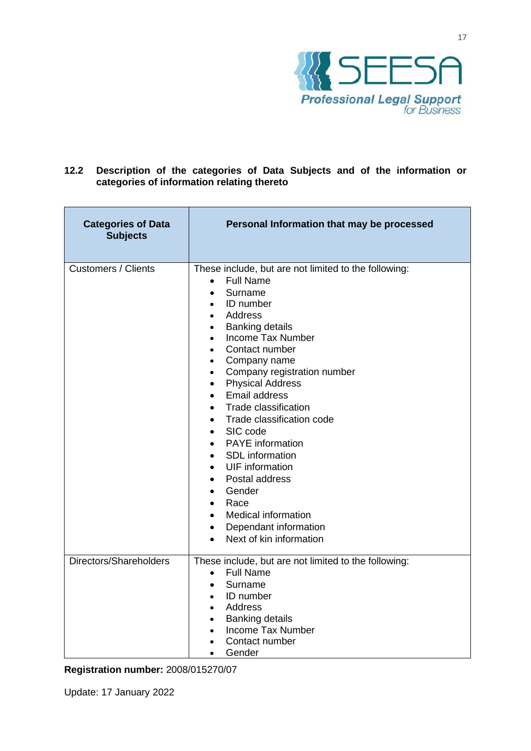### 12.2 Description of the categories of Data Subjects and of the information or categories of information relating thereto

| Categories of Data Subjects | Personal Information that may be processed |
|---|---|
| Customers / Clients | These include, but are not limited to the following:<br>• Full Name<br>• Surname<br>• ID number<br>• Address<br>• Banking details<br>• Income Tax Number<br>• Contact number<br>• Company name<br>• Company registration number<br>• Physical Address<br>• Email address<br>• Trade classification<br>• Trade classification code<br>• SIC code<br>• PAYE information<br>• SDL information<br>• UIF information<br>• Postal address<br>• Gender<br>• Race<br>• Medical information<br>• Dependant information<br>• Next of kin information |
| Directors/Shareholders | These include, but are not limited to the following:<br>• Full Name<br>• Surname<br>• ID number<br>• Address<br>• Banking details<br>• Income Tax Number<br>• Contact number<br>• Gender |

**Registration number:** 2008/015270/07

Update: 17 January 2022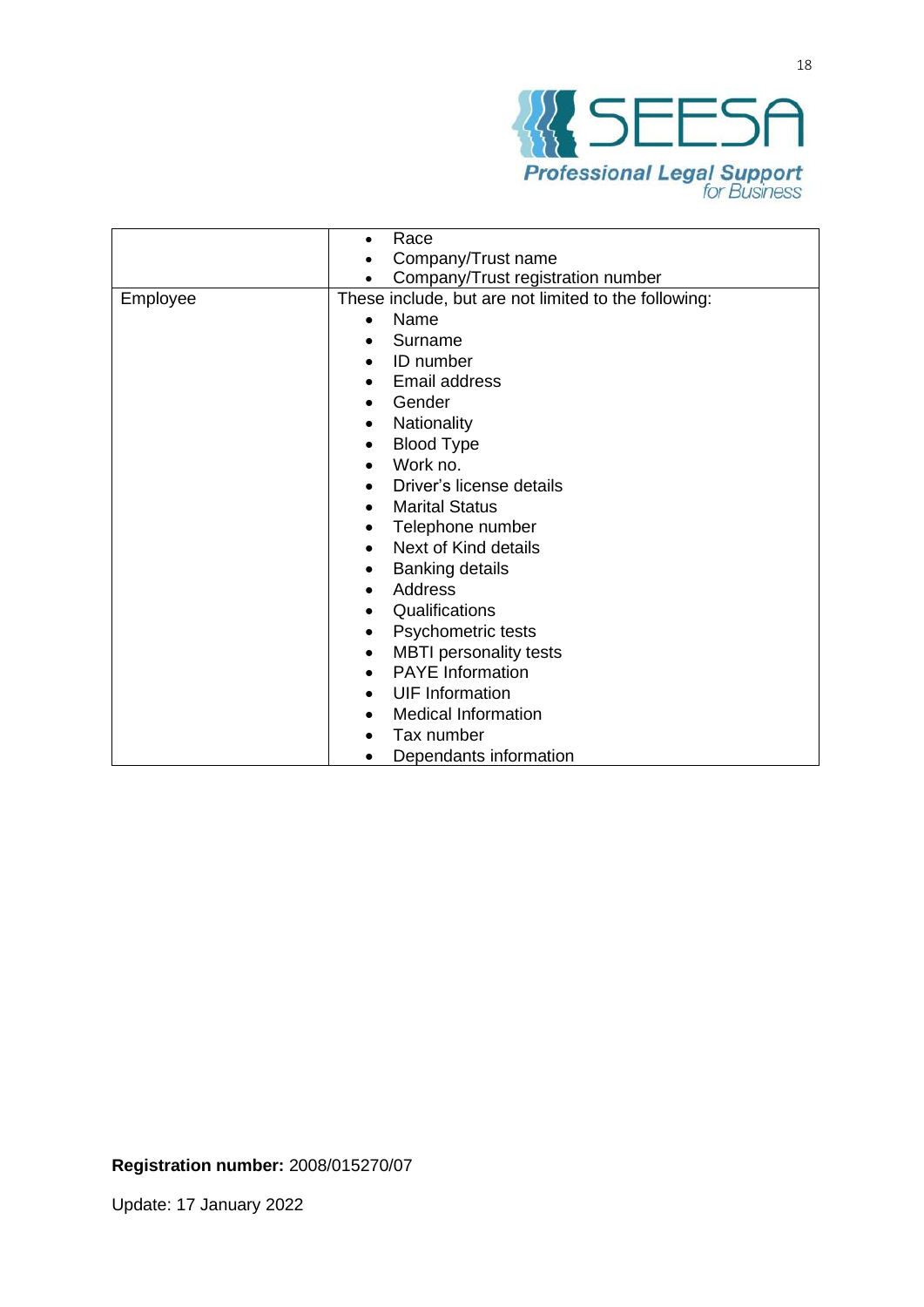| | |
|---|---|
| | • Race<br>• Company/Trust name<br>• Company/Trust registration number |
| Employee | These include, but are not limited to the following:<br>• Name<br>• Surname<br>• ID number<br>• Email address<br>• Gender<br>• Nationality<br>• Blood Type<br>• Work no.<br>• Driver's license details<br>• Marital Status<br>• Telephone number<br>• Next of Kind details<br>• Banking details<br>• Address<br>• Qualifications<br>• Psychometric tests<br>• MBTI personality tests<br>• PAYE Information<br>• UIF Information<br>• Medical Information<br>• Tax number<br>• Dependants information |

**Registration number:** 2008/015270/07

Update: 17 January 2022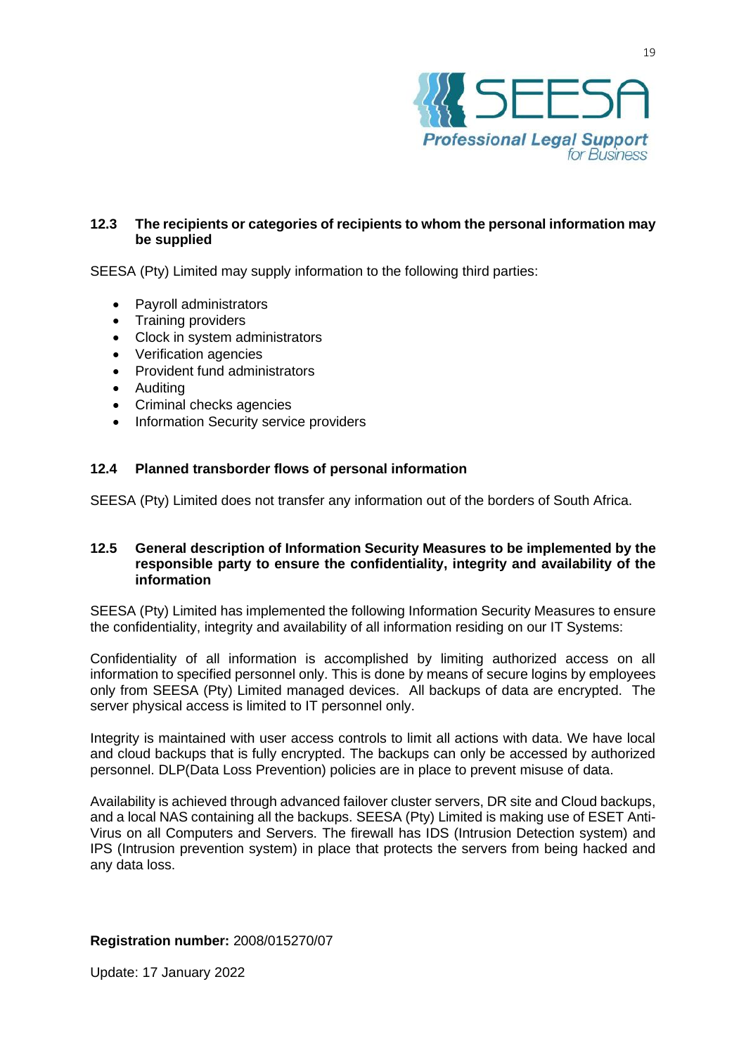### 12.3 The recipients or categories of recipients to whom the personal information may be supplied

SEESA (Pty) Limited may supply information to the following third parties:

- Payroll administrators
- Training providers
- Clock in system administrators
- Verification agencies
- Provident fund administrators
- Auditing
- Criminal checks agencies
- Information Security service providers

### 12.4 Planned transborder flows of personal information

SEESA (Pty) Limited does not transfer any information out of the borders of South Africa.

### 12.5 General description of Information Security Measures to be implemented by the responsible party to ensure the confidentiality, integrity and availability of the information

SEESA (Pty) Limited has implemented the following Information Security Measures to ensure the confidentiality, integrity and availability of all information residing on our IT Systems:

Confidentiality of all information is accomplished by limiting authorized access on all information to specified personnel only. This is done by means of secure logins by employees only from SEESA (Pty) Limited managed devices. All backups of data are encrypted. The server physical access is limited to IT personnel only.

Integrity is maintained with user access controls to limit all actions with data. We have local and cloud backups that is fully encrypted. The backups can only be accessed by authorized personnel. DLP(Data Loss Prevention) policies are in place to prevent misuse of data.

Availability is achieved through advanced failover cluster servers, DR site and Cloud backups, and a local NAS containing all the backups. SEESA (Pty) Limited is making use of ESET Anti-Virus on all Computers and Servers. The firewall has IDS (Intrusion Detection system) and IPS (Intrusion prevention system) in place that protects the servers from being hacked and any data loss.

**Registration number:** 2008/015270/07

Update: 17 January 2022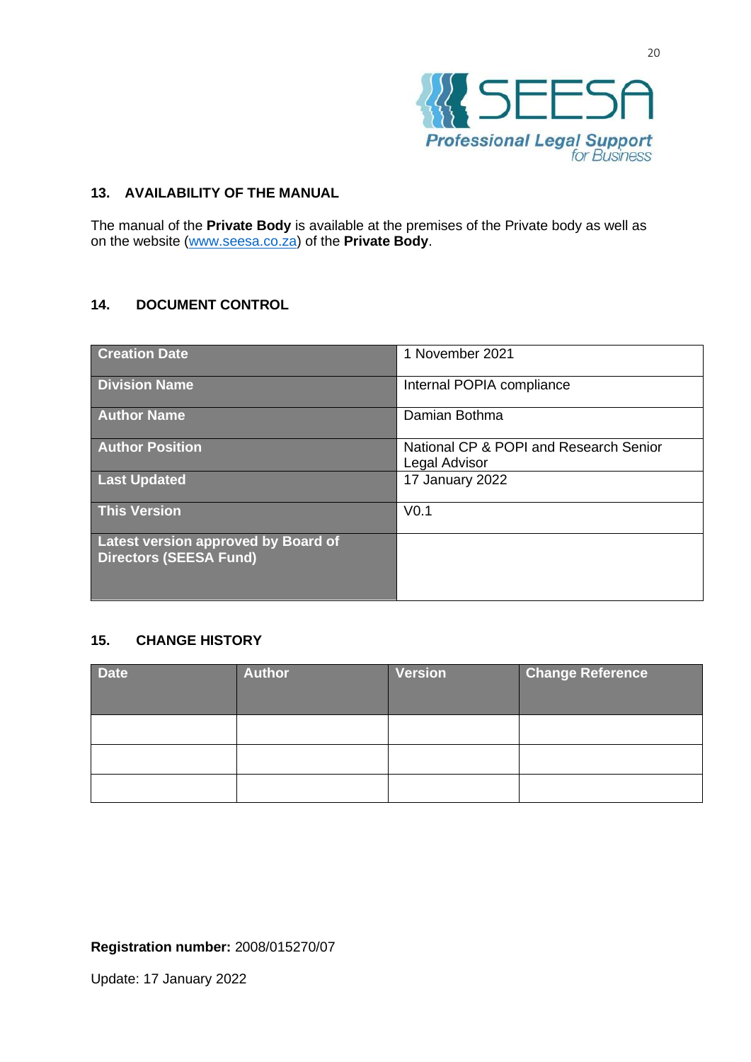## 13. AVAILABILITY OF THE MANUAL

The manual of the **Private Body** is available at the premises of the Private body as well as on the website (www.seesa.co.za) of the **Private Body**.

## 14. DOCUMENT CONTROL

| | |
|---|---|
| **Creation Date** | 1 November 2021 |
| **Division Name** | Internal POPIA compliance |
| **Author Name** | Damian Bothma |
| **Author Position** | National CP & POPI and Research Senior Legal Advisor |
| **Last Updated** | 17 January 2022 |
| **This Version** | V0.1 |
| **Latest version approved by Board of Directors (SEESA Fund)** | |

## 15. CHANGE HISTORY

| Date | Author | Version | Change Reference |
|---|---|---|---|
| | | | |
| | | | |
| | | | |

**Registration number:** 2008/015270/07

Update: 17 January 2022